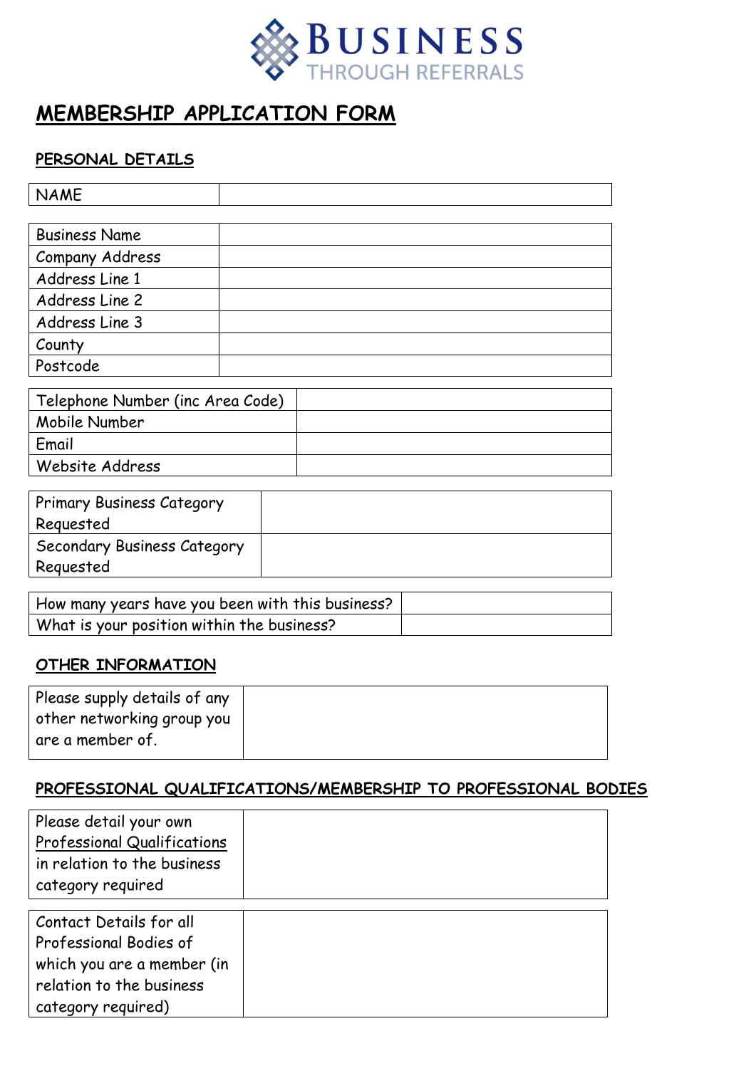**BUSINESS**
THROUGH REFERRALS

# MEMBERSHIP APPLICATION FORM

## PERSONAL DETAILS

| NAME | |
|---|---|

| Business Name | |
|---|---|
| Company Address | |
| Address Line 1 | |
| Address Line 2 | |
| Address Line 3 | |
| County | |
| Postcode | |

| Telephone Number (inc Area Code) | |
|---|---|
| Mobile Number | |
| Email | |
| Website Address | |

| Primary Business Category Requested | |
|---|---|
| Secondary Business Category Requested | |

| How many years have you been with this business? | |
|---|---|
| What is your position within the business? | |

## OTHER INFORMATION

| Please supply details of any other networking group you are a member of. | |
|---|---|

## PROFESSIONAL QUALIFICATIONS/MEMBERSHIP TO PROFESSIONAL BODIES

| Please detail your own Professional Qualifications in relation to the business category required | |
|---|---|

| Contact Details for all Professional Bodies of which you are a member (in relation to the business category required) | |
|---|---|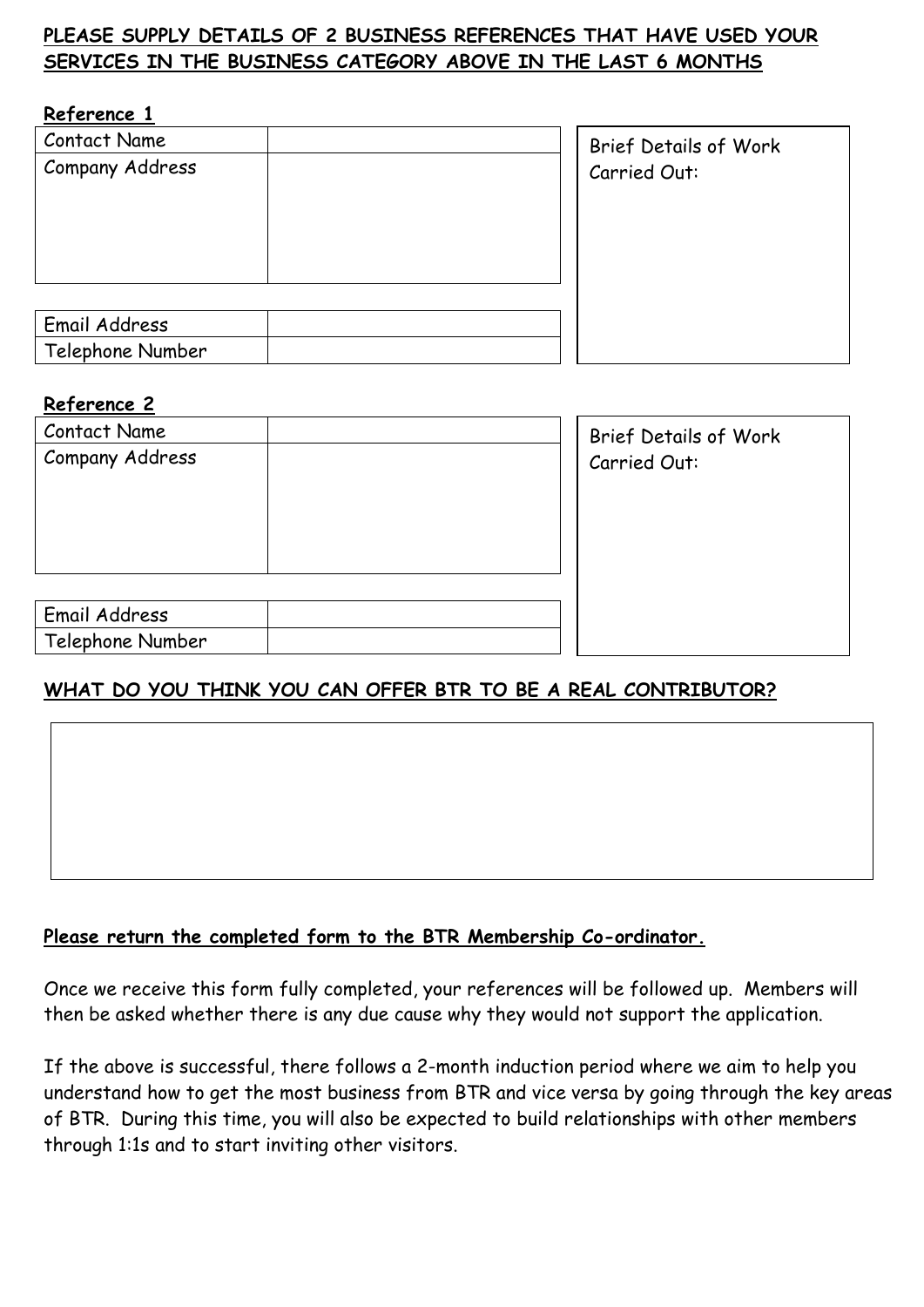**PLEASE SUPPLY DETAILS OF 2 BUSINESS REFERENCES THAT HAVE USED YOUR SERVICES IN THE BUSINESS CATEGORY ABOVE IN THE LAST 6 MONTHS**

**Reference 1**

| | |
|---|---|
| Contact Name | |
| Company Address | |

| | |
|---|---|
| Email Address | |
| Telephone Number | |

Brief Details of Work Carried Out:

**Reference 2**

| | |
|---|---|
| Contact Name | |
| Company Address | |

| | |
|---|---|
| Email Address | |
| Telephone Number | |

Brief Details of Work Carried Out:

**WHAT DO YOU THINK YOU CAN OFFER BTR TO BE A REAL CONTRIBUTOR?**

**Please return the completed form to the BTR Membership Co-ordinator.**

Once we receive this form fully completed, your references will be followed up. Members will then be asked whether there is any due cause why they would not support the application.

If the above is successful, there follows a 2-month induction period where we aim to help you understand how to get the most business from BTR and vice versa by going through the key areas of BTR. During this time, you will also be expected to build relationships with other members through 1:1s and to start inviting other visitors.